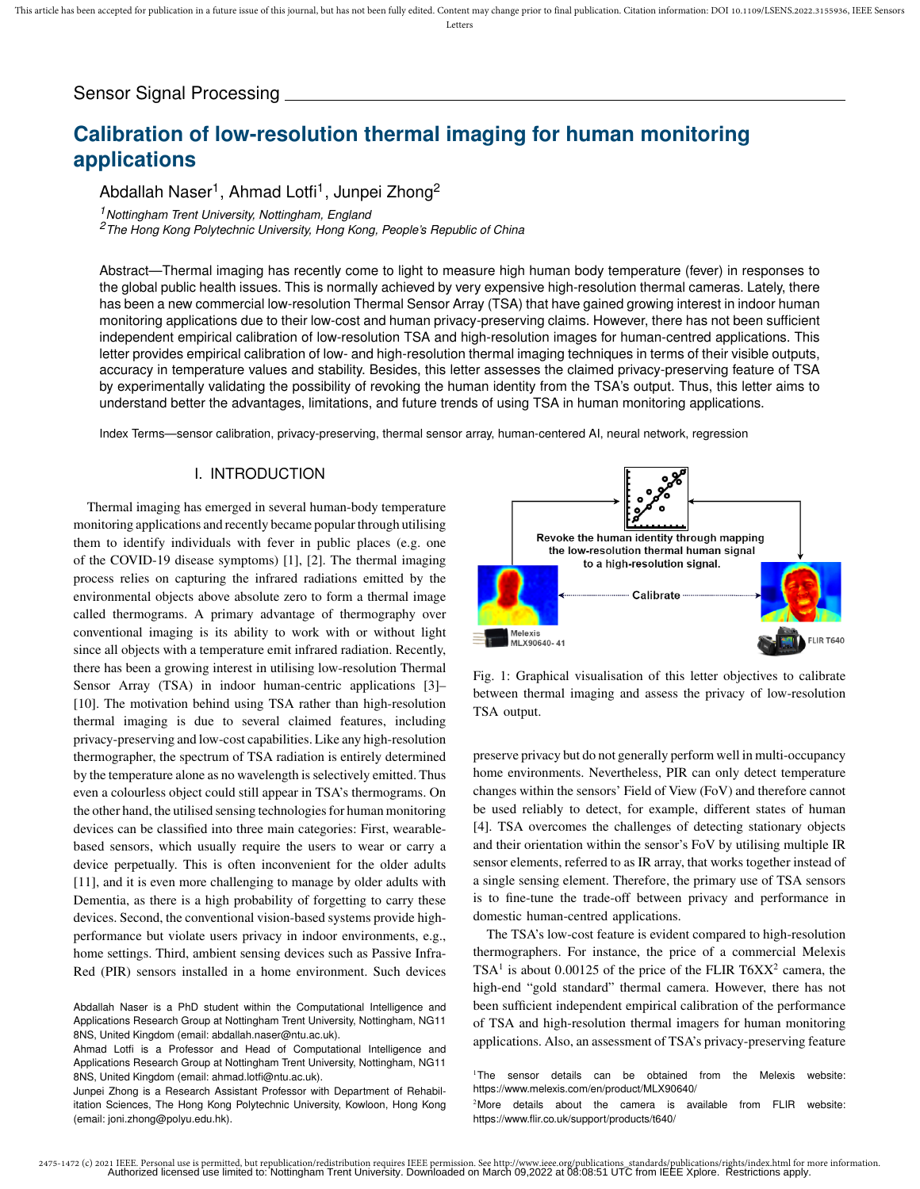Sensor Signal Processing

# Calibration of low-resolution thermal imaging for human monitoring applications

Abdallah Naser[1], Ahmad Lotfi[1], Junpei Zhong[2]

[1]*Nottingham Trent University, Nottingham, England*
[2]*The Hong Kong Polytechnic University, Hong Kong, People's Republic of China*

Abstract—Thermal imaging has recently come to light to measure high human body temperature (fever) in responses to the global public health issues. This is normally achieved by very expensive high-resolution thermal cameras. Lately, there has been a new commercial low-resolution Thermal Sensor Array (TSA) that have gained growing interest in indoor human monitoring applications due to their low-cost and human privacy-preserving claims. However, there has not been sufficient independent empirical calibration of low-resolution TSA and high-resolution images for human-centred applications. This letter provides empirical calibration of low- and high-resolution thermal imaging techniques in terms of their visible outputs, accuracy in temperature values and stability. Besides, this letter assesses the claimed privacy-preserving feature of TSA by experimentally validating the possibility of revoking the human identity from the TSA's output. Thus, this letter aims to understand better the advantages, limitations, and future trends of using TSA in human monitoring applications.

Index Terms—sensor calibration, privacy-preserving, thermal sensor array, human-centered AI, neural network, regression

## I. INTRODUCTION

Thermal imaging has emerged in several human-body temperature monitoring applications and recently became popular through utilising them to identify individuals with fever in public places (e.g. one of the COVID-19 disease symptoms) [1], [2]. The thermal imaging process relies on capturing the infrared radiations emitted by the environmental objects above absolute zero to form a thermal image called thermograms. A primary advantage of thermography over conventional imaging is its ability to work with or without light since all objects with a temperature emit infrared radiation. Recently, there has been a growing interest in utilising low-resolution Thermal Sensor Array (TSA) in indoor human-centric applications [3]–[10]. The motivation behind using TSA rather than high-resolution thermal imaging is due to several claimed features, including privacy-preserving and low-cost capabilities. Like any high-resolution thermographer, the spectrum of TSA radiation is entirely determined by the temperature alone as no wavelength is selectively emitted. Thus even a colourless object could still appear in TSA's thermograms. On the other hand, the utilised sensing technologies for human monitoring devices can be classified into three main categories: First, wearable-based sensors, which usually require the users to wear or carry a device perpetually. This is often inconvenient for the older adults [11], and it is even more challenging to manage by older adults with Dementia, as there is a high probability of forgetting to carry these devices. Second, the conventional vision-based systems provide high-performance but violate users privacy in indoor environments, e.g., home settings. Third, ambient sensing devices such as Passive Infra-Red (PIR) sensors installed in a home environment. Such devices preserve privacy but do not generally perform well in multi-occupancy home environments. Nevertheless, PIR can only detect temperature changes within the sensors' Field of View (FoV) and therefore cannot be used reliably to detect, for example, different states of human [4]. TSA overcomes the challenges of detecting stationary objects and their orientation within the sensor's FoV by utilising multiple IR sensor elements, referred to as IR array, that works together instead of a single sensing element. Therefore, the primary use of TSA sensors is to fine-tune the trade-off between privacy and performance in domestic human-centred applications.

Revoke the human identity through mapping the low-resolution thermal human signal to a high-resolution signal.

Calibrate

Melexis MLX90640- 41

FLIR T640

Fig. 1: Graphical visualisation of this letter objectives to calibrate between thermal imaging and assess the privacy of low-resolution TSA output.

The TSA's low-cost feature is evident compared to high-resolution thermographers. For instance, the price of a commercial Melexis TSA[1] is about 0.00125 of the price of the FLIR T6XX[2] camera, the high-end "gold standard" thermal camera. However, there has not been sufficient independent empirical calibration of the performance of TSA and high-resolution thermal imagers for human monitoring applications. Also, an assessment of TSA's privacy-preserving feature

Abdallah Naser is a PhD student within the Computational Intelligence and Applications Research Group at Nottingham Trent University, Nottingham, NG11 8NS, United Kingdom (email: abdallah.naser@ntu.ac.uk).
Ahmad Lotfi is a Professor and Head of Computational Intelligence and Applications Research Group at Nottingham Trent University, Nottingham, NG11 8NS, United Kingdom (email: ahmad.lotfi@ntu.ac.uk).
Junpei Zhong is a Research Assistant Professor with Department of Rehabilitation Sciences, The Hong Kong Polytechnic University, Kowloon, Hong Kong (email: joni.zhong@polyu.edu.hk).

[1]The sensor details can be obtained from the Melexis website: https://www.melexis.com/en/product/MLX90640/
[2]More details about the camera is available from FLIR website: https://www.flir.co.uk/support/products/t640/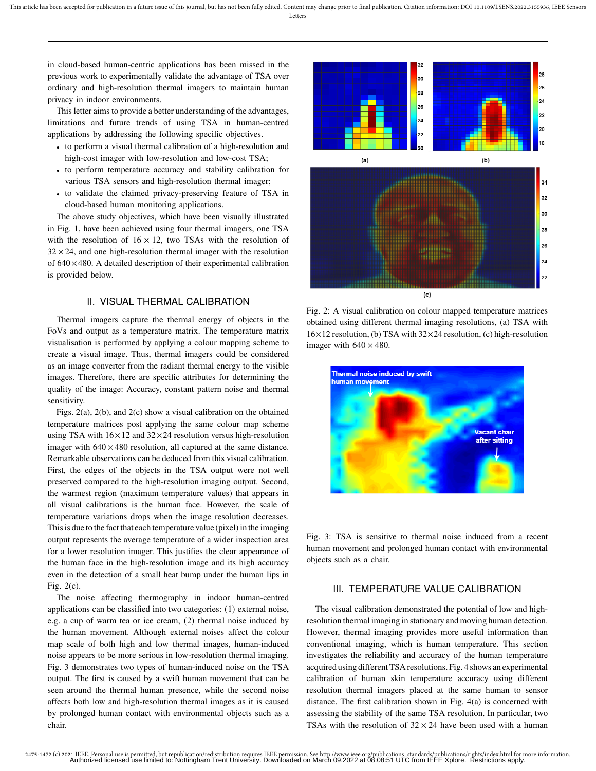in cloud-based human-centric applications has been missed in the previous work to experimentally validate the advantage of TSA over ordinary and high-resolution thermal imagers to maintain human privacy in indoor environments.

This letter aims to provide a better understanding of the advantages, limitations and future trends of using TSA in human-centred applications by addressing the following specific objectives.

- to perform a visual thermal calibration of a high-resolution and high-cost imager with low-resolution and low-cost TSA;
- to perform temperature accuracy and stability calibration for various TSA sensors and high-resolution thermal imager;
- to validate the claimed privacy-preserving feature of TSA in cloud-based human monitoring applications.

The above study objectives, which have been visually illustrated in Fig. 1, have been achieved using four thermal imagers, one TSA with the resolution of $16 \times 12$, two TSAs with the resolution of $32 \times 24$, and one high-resolution thermal imager with the resolution of $640 \times 480$. A detailed description of their experimental calibration is provided below.

## II. Visual Thermal Calibration

Thermal imagers capture the thermal energy of objects in the FoVs and output as a temperature matrix. The temperature matrix visualisation is performed by applying a colour mapping scheme to create a visual image. Thus, thermal imagers could be considered as an image converter from the radiant thermal energy to the visible images. Therefore, there are specific attributes for determining the quality of the image: Accuracy, constant pattern noise and thermal sensitivity.

Figs. 2(a), 2(b), and 2(c) show a visual calibration on the obtained temperature matrices post applying the same colour map scheme using TSA with $16\times12$ and $32\times24$ resolution versus high-resolution imager with $640 \times 480$ resolution, all captured at the same distance. Remarkable observations can be deduced from this visual calibration. First, the edges of the objects in the TSA output were not well preserved compared to the high-resolution imaging output. Second, the warmest region (maximum temperature values) that appears in all visual calibrations is the human face. However, the scale of temperature variations drops when the image resolution decreases. This is due to the fact that each temperature value (pixel) in the imaging output represents the average temperature of a wider inspection area for a lower resolution imager. This justifies the clear appearance of the human face in the high-resolution image and its high accuracy even in the detection of a small heat bump under the human lips in Fig. 2(c).

The noise affecting thermography in indoor human-centred applications can be classified into two categories: (1) external noise, e.g. a cup of warm tea or ice cream, (2) thermal noise induced by the human movement. Although external noises affect the colour map scale of both high and low thermal images, human-induced noise appears to be more serious in low-resolution thermal imaging. Fig. 3 demonstrates two types of human-induced noise on the TSA output. The first is caused by a swift human movement that can be seen around the thermal human presence, while the second noise affects both low and high-resolution thermal images as it is caused by prolonged human contact with environmental objects such as a chair.

Fig. 2: A visual calibration on colour mapped temperature matrices obtained using different thermal imaging resolutions, (a) TSA with $16\times12$ resolution, (b) TSA with $32\times24$ resolution, (c) high-resolution imager with $640 \times 480$.

Fig. 3: TSA is sensitive to thermal noise induced from a recent human movement and prolonged human contact with environmental objects such as a chair.

## III. Temperature Value Calibration

The visual calibration demonstrated the potential of low and high-resolution thermal imaging in stationary and moving human detection. However, thermal imaging provides more useful information than conventional imaging, which is human temperature. This section investigates the reliability and accuracy of the human temperature acquired using different TSA resolutions. Fig. 4 shows an experimental calibration of human skin temperature accuracy using different resolution thermal imagers placed at the same human to sensor distance. The first calibration shown in Fig. 4(a) is concerned with assessing the stability of the same TSA resolution. In particular, two TSAs with the resolution of $32 \times 24$ have been used with a human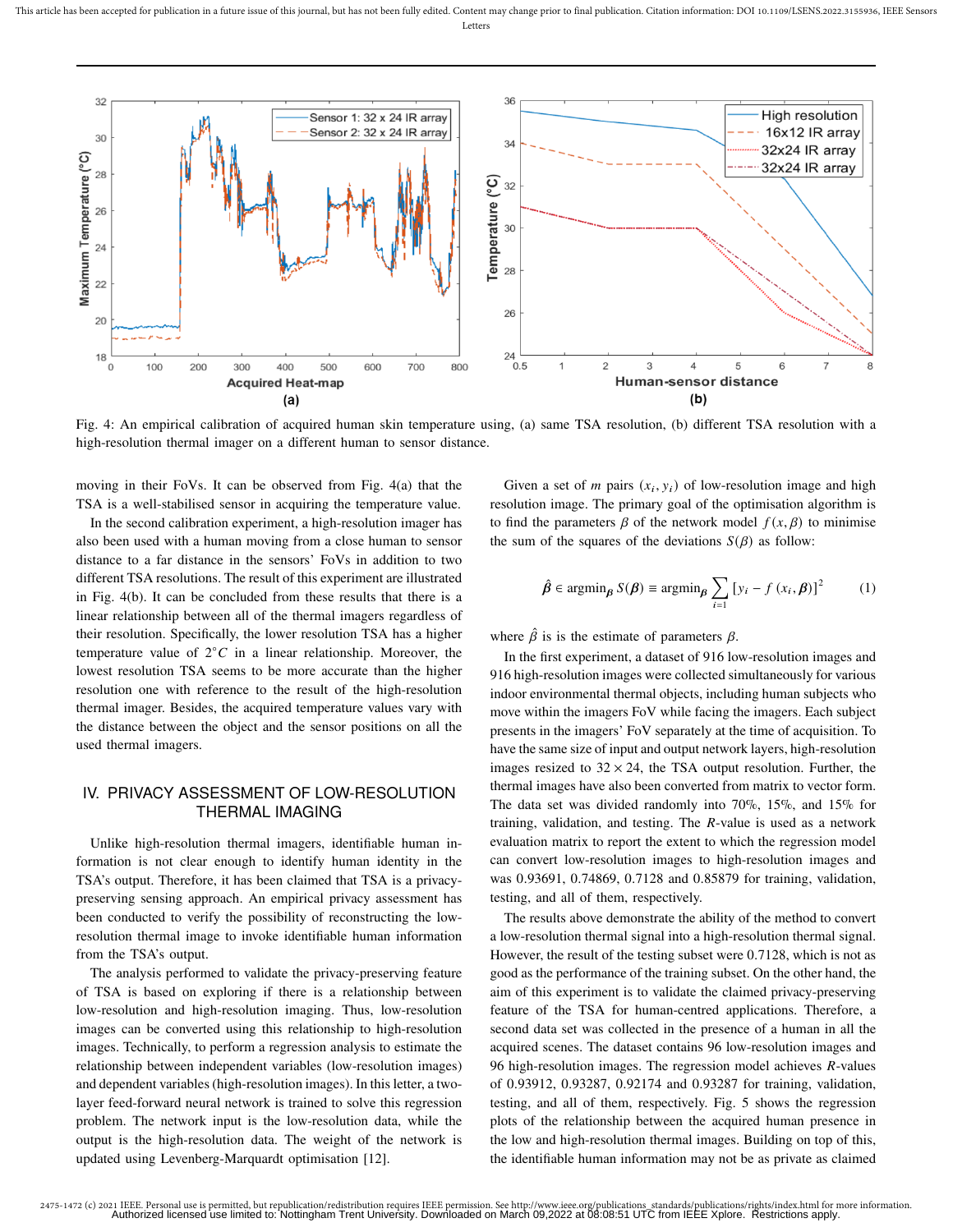Fig. 4: An empirical calibration of acquired human skin temperature using, (a) same TSA resolution, (b) different TSA resolution with a high-resolution thermal imager on a different human to sensor distance.

moving in their FoVs. It can be observed from Fig. 4(a) that the TSA is a well-stabilised sensor in acquiring the temperature value.

In the second calibration experiment, a high-resolution imager has also been used with a human moving from a close human to sensor distance to a far distance in the sensors' FoVs in addition to two different TSA resolutions. The result of this experiment are illustrated in Fig. 4(b). It can be concluded from these results that there is a linear relationship between all of the thermal imagers regardless of their resolution. Specifically, the lower resolution TSA has a higher temperature value of $2^{\circ}C$ in a linear relationship. Moreover, the lowest resolution TSA seems to be more accurate than the higher resolution one with reference to the result of the high-resolution thermal imager. Besides, the acquired temperature values vary with the distance between the object and the sensor positions on all the used thermal imagers.

## IV. Privacy Assessment of Low-Resolution Thermal Imaging

Unlike high-resolution thermal imagers, identifiable human information is not clear enough to identify human identity in the TSA's output. Therefore, it has been claimed that TSA is a privacy-preserving sensing approach. An empirical privacy assessment has been conducted to verify the possibility of reconstructing the low-resolution thermal image to invoke identifiable human information from the TSA's output.

The analysis performed to validate the privacy-preserving feature of TSA is based on exploring if there is a relationship between low-resolution and high-resolution imaging. Thus, low-resolution images can be converted using this relationship to high-resolution images. Technically, to perform a regression analysis to estimate the relationship between independent variables (low-resolution images) and dependent variables (high-resolution images). In this letter, a two-layer feed-forward neural network is trained to solve this regression problem. The network input is the low-resolution data, while the output is the high-resolution data. The weight of the network is updated using Levenberg-Marquardt optimisation [12].

Given a set of $m$ pairs $(x_i, y_i)$ of low-resolution image and high resolution image. The primary goal of the optimisation algorithm is to find the parameters $\beta$ of the network model $f(x, \beta)$ to minimise the sum of the squares of the deviations $S(\beta)$ as follow:

$$\hat{\boldsymbol{\beta}} \in \operatorname{argmin}_{\boldsymbol{\beta}} S(\boldsymbol{\beta}) \equiv \operatorname{argmin}_{\boldsymbol{\beta}} \sum_{i=1} \left[y_i - f\left(x_i, \boldsymbol{\beta}\right)\right]^2 \tag{1}$$

where $\hat{\beta}$ is is the estimate of parameters $\beta$.

In the first experiment, a dataset of 916 low-resolution images and 916 high-resolution images were collected simultaneously for various indoor environmental thermal objects, including human subjects who move within the imagers FoV while facing the imagers. Each subject presents in the imagers' FoV separately at the time of acquisition. To have the same size of input and output network layers, high-resolution images resized to $32 \times 24$, the TSA output resolution. Further, the thermal images have also been converted from matrix to vector form. The data set was divided randomly into 70%, 15%, and 15% for training, validation, and testing. The $R$-value is used as a network evaluation matrix to report the extent to which the regression model can convert low-resolution images to high-resolution images and was 0.93691, 0.74869, 0.7128 and 0.85879 for training, validation, testing, and all of them, respectively.

The results above demonstrate the ability of the method to convert a low-resolution thermal signal into a high-resolution thermal signal. However, the result of the testing subset were 0.7128, which is not as good as the performance of the training subset. On the other hand, the aim of this experiment is to validate the claimed privacy-preserving feature of the TSA for human-centred applications. Therefore, a second data set was collected in the presence of a human in all the acquired scenes. The dataset contains 96 low-resolution images and 96 high-resolution images. The regression model achieves $R$-values of 0.93912, 0.93287, 0.92174 and 0.93287 for training, validation, testing, and all of them, respectively. Fig. 5 shows the regression plots of the relationship between the acquired human presence in the low and high-resolution thermal images. Building on top of this, the identifiable human information may not be as private as claimed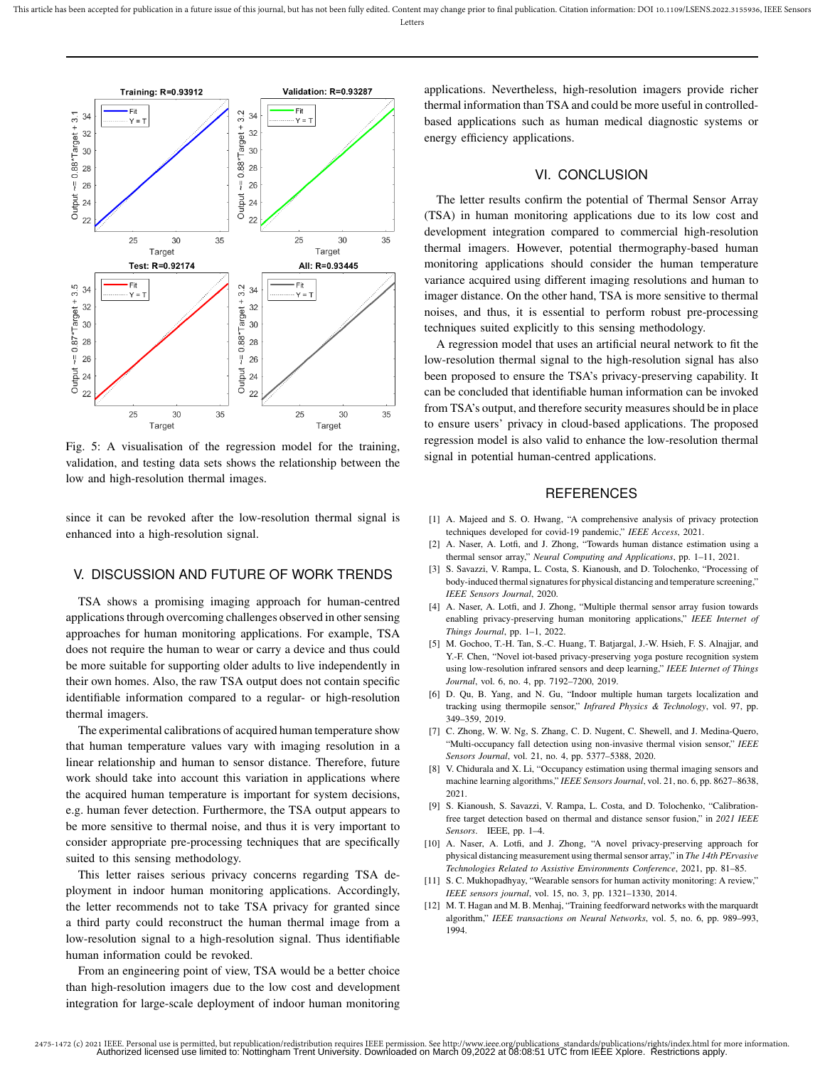Training: R=0.93912

Output ~= 0.88*Target + 3.1

Target

Fit
Y = T

Validation: R=0.93287

Output ~= 0.88*Target + 3.2

Target

Fit
Y = T

Test: R=0.92174

Output ~= 0.87*Target + 3.5

Target

Fit
Y = T

All: R=0.93445

Output ~= 0.88*Target + 3.2

Target

Fit
Y = T

Fig. 5: A visualisation of the regression model for the training, validation, and testing data sets shows the relationship between the low and high-resolution thermal images.

since it can be revoked after the low-resolution thermal signal is enhanced into a high-resolution signal.

## V. DISCUSSION AND FUTURE OF WORK TRENDS

TSA shows a promising imaging approach for human-centred applications through overcoming challenges observed in other sensing approaches for human monitoring applications. For example, TSA does not require the human to wear or carry a device and thus could be more suitable for supporting older adults to live independently in their own homes. Also, the raw TSA output does not contain specific identifiable information compared to a regular- or high-resolution thermal imagers.

The experimental calibrations of acquired human temperature show that human temperature values vary with imaging resolution in a linear relationship and human to sensor distance. Therefore, future work should take into account this variation in applications where the acquired human temperature is important for system decisions, e.g. human fever detection. Furthermore, the TSA output appears to be more sensitive to thermal noise, and thus it is very important to consider appropriate pre-processing techniques that are specifically suited to this sensing methodology.

This letter raises serious privacy concerns regarding TSA deployment in indoor human monitoring applications. Accordingly, the letter recommends not to take TSA privacy for granted since a third party could reconstruct the human thermal image from a low-resolution signal to a high-resolution signal. Thus identifiable human information could be revoked.

From an engineering point of view, TSA would be a better choice than high-resolution imagers due to the low cost and development integration for large-scale deployment of indoor human monitoring applications. Nevertheless, high-resolution imagers provide richer thermal information than TSA and could be more useful in controlled-based applications such as human medical diagnostic systems or energy efficiency applications.

## VI. CONCLUSION

The letter results confirm the potential of Thermal Sensor Array (TSA) in human monitoring applications due to its low cost and development integration compared to commercial high-resolution thermal imagers. However, potential thermography-based human monitoring applications should consider the human temperature variance acquired using different imaging resolutions and human to imager distance. On the other hand, TSA is more sensitive to thermal noises, and thus, it is essential to perform robust pre-processing techniques suited explicitly to this sensing methodology.

A regression model that uses an artificial neural network to fit the low-resolution thermal signal to the high-resolution signal has also been proposed to ensure the TSA's privacy-preserving capability. It can be concluded that identifiable human information can be invoked from TSA's output, and therefore security measures should be in place to ensure users' privacy in cloud-based applications. The proposed regression model is also valid to enhance the low-resolution thermal signal in potential human-centred applications.

## REFERENCES

[1] A. Majeed and S. O. Hwang, "A comprehensive analysis of privacy protection techniques developed for covid-19 pandemic," *IEEE Access*, 2021.

[2] A. Naser, A. Lotfi, and J. Zhong, "Towards human distance estimation using a thermal sensor array," *Neural Computing and Applications*, pp. 1–11, 2021.

[3] S. Savazzi, V. Rampa, L. Costa, S. Kianoush, and D. Tolochenko, "Processing of body-induced thermal signatures for physical distancing and temperature screening," *IEEE Sensors Journal*, 2020.

[4] A. Naser, A. Lotfi, and J. Zhong, "Multiple thermal sensor array fusion towards enabling privacy-preserving human monitoring applications," *IEEE Internet of Things Journal*, pp. 1–1, 2022.

[5] M. Gochoo, T.-H. Tan, S.-C. Huang, T. Batjargal, J.-W. Hsieh, F. S. Alnajjar, and Y.-F. Chen, "Novel iot-based privacy-preserving yoga posture recognition system using low-resolution infrared sensors and deep learning," *IEEE Internet of Things Journal*, vol. 6, no. 4, pp. 7192–7200, 2019.

[6] D. Qu, B. Yang, and N. Gu, "Indoor multiple human targets localization and tracking using thermopile sensor," *Infrared Physics & Technology*, vol. 97, pp. 349–359, 2019.

[7] C. Zhong, W. W. Ng, S. Zhang, C. D. Nugent, C. Shewell, and J. Medina-Quero, "Multi-occupancy fall detection using non-invasive thermal vision sensor," *IEEE Sensors Journal*, vol. 21, no. 4, pp. 5377–5388, 2020.

[8] V. Chidurala and X. Li, "Occupancy estimation using thermal imaging sensors and machine learning algorithms," *IEEE Sensors Journal*, vol. 21, no. 6, pp. 8627–8638, 2021.

[9] S. Kianoush, S. Savazzi, V. Rampa, L. Costa, and D. Tolochenko, "Calibration-free target detection based on thermal and distance sensor fusion," in *2021 IEEE Sensors*. IEEE, pp. 1–4.

[10] A. Naser, A. Lotfi, and J. Zhong, "A novel privacy-preserving approach for physical distancing measurement using thermal sensor array," in *The 14th PErvasive Technologies Related to Assistive Environments Conference*, 2021, pp. 81–85.

[11] S. C. Mukhopadhyay, "Wearable sensors for human activity monitoring: A review," *IEEE sensors journal*, vol. 15, no. 3, pp. 1321–1330, 2014.

[12] M. T. Hagan and M. B. Menhaj, "Training feedforward networks with the marquardt algorithm," *IEEE transactions on Neural Networks*, vol. 5, no. 6, pp. 989–993, 1994.